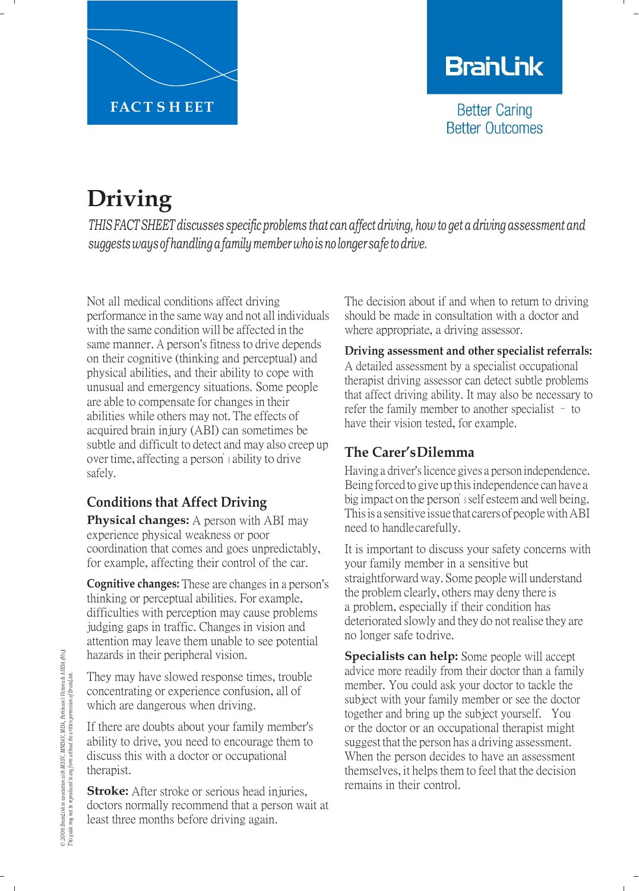FACT SHEET

BrainLink

Better Caring
Better Outcomes

# Driving

*THIS FACT SHEET discusses specific problems that can affect driving, how to get a driving assessment and suggests ways of handling a family member who is no longer safe to drive.*

Not all medical conditions affect driving performance in the same way and not all individuals with the same condition will be affected in the same manner. A person's fitness to drive depends on their cognitive (thinking and perceptual) and physical abilities, and their ability to cope with unusual and emergency situations. Some people are able to compensate for changes in their abilities while others may not. The effects of acquired brain injury (ABI) can sometimes be subtle and difficult to detect and may also creep up over time, affecting a person's ability to drive safely.

## Conditions that Affect Driving

**Physical changes:** A person with ABI may experience physical weakness or poor coordination that comes and goes unpredictably, for example, affecting their control of the car.

**Cognitive changes:** These are changes in a person's thinking or perceptual abilities. For example, difficulties with perception may cause problems judging gaps in traffic. Changes in vision and attention may leave them unable to see potential hazards in their peripheral vision.

They may have slowed response times, trouble concentrating or experience confusion, all of which are dangerous when driving.

If there are doubts about your family member's ability to drive, you need to encourage them to discuss this with a doctor or occupational therapist.

**Stroke:** After stroke or serious head injuries, doctors normally recommend that a person wait at least three months before driving again.

The decision about if and when to return to driving should be made in consultation with a doctor and where appropriate, a driving assessor.

**Driving assessment and other specialist referrals:** A detailed assessment by a specialist occupational therapist driving assessor can detect subtle problems that affect driving ability. It may also be necessary to refer the family member to another specialist – to have their vision tested, for example.

## The Carer's Dilemma

Having a driver's licence gives a person independence. Being forced to give up this independence can have a big impact on the person's self esteem and well being. This is a sensitive issue that carers of people with ABI need to handle carefully.

It is important to discuss your safety concerns with your family member in a sensitive but straightforward way. Some people will understand the problem clearly, others may deny there is a problem, especially if their condition has deteriorated slowly and they do not realise they are no longer safe to drive.

**Specialists can help:** Some people will accept advice more readily from their doctor than a family member. You could ask your doctor to tackle the subject with your family member or see the doctor together and bring up the subject yourself. You or the doctor or an occupational therapist might suggest that the person has a driving assessment. When the person decides to have an assessment themselves, it helps them to feel that the decision remains in their control.

*© 2006 BrainLink in association with MSSV, MNDAV, MDA, Parkinson's Victoria & AHDA (Vic). This guide may not be reproduced in any form without the written permission of BrainLink.*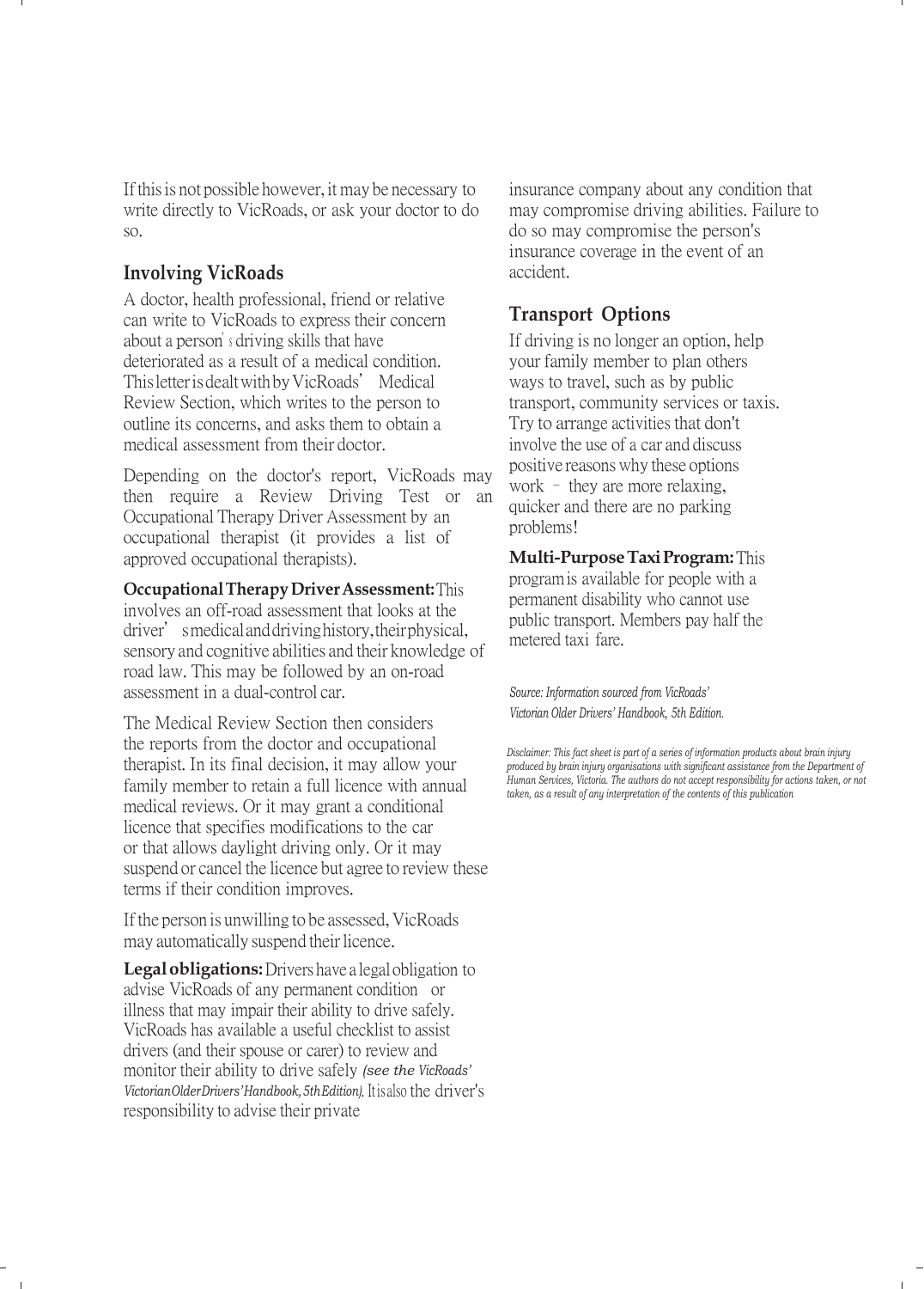If this is not possible however, it may be necessary to write directly to VicRoads, or ask your doctor to do so.

## Involving VicRoads

A doctor, health professional, friend or relative can write to VicRoads to express their concern about a person's driving skills that have deteriorated as a result of a medical condition. This letter is dealt with by VicRoads' Medical Review Section, which writes to the person to outline its concerns, and asks them to obtain a medical assessment from their doctor.

Depending on the doctor's report, VicRoads may then require a Review Driving Test or an Occupational Therapy Driver Assessment by an occupational therapist (it provides a list of approved occupational therapists).

**Occupational Therapy Driver Assessment:** This involves an off-road assessment that looks at the driver's medical and driving history, their physical, sensory and cognitive abilities and their knowledge of road law. This may be followed by an on-road assessment in a dual-control car.

The Medical Review Section then considers the reports from the doctor and occupational therapist. In its final decision, it may allow your family member to retain a full licence with annual medical reviews. Or it may grant a conditional licence that specifies modifications to the car or that allows daylight driving only. Or it may suspend or cancel the licence but agree to review these terms if their condition improves.

If the person is unwilling to be assessed, VicRoads may automatically suspend their licence.

**Legal obligations:** Drivers have a legal obligation to advise VicRoads of any permanent condition or illness that may impair their ability to drive safely. VicRoads has available a useful checklist to assist drivers (and their spouse or carer) to review and monitor their ability to drive safely *(see the VicRoads' Victorian Older Drivers' Handbook, 5th Edition)*. It is also the driver's responsibility to advise their private insurance company about any condition that may compromise driving abilities. Failure to do so may compromise the person's insurance coverage in the event of an accident.

## Transport Options

If driving is no longer an option, help your family member to plan others ways to travel, such as by public transport, community services or taxis. Try to arrange activities that don't involve the use of a car and discuss positive reasons why these options work – they are more relaxing, quicker and there are no parking problems!

**Multi-Purpose Taxi Program:** This program is available for people with a permanent disability who cannot use public transport. Members pay half the metered taxi fare.

*Source: Information sourced from VicRoads' Victorian Older Drivers' Handbook, 5th Edition.*

*Disclaimer: This fact sheet is part of a series of information products about brain injury produced by brain injury organisations with significant assistance from the Department of Human Services, Victoria. The authors do not accept responsibility for actions taken, or not taken, as a result of any interpretation of the contents of this publication*